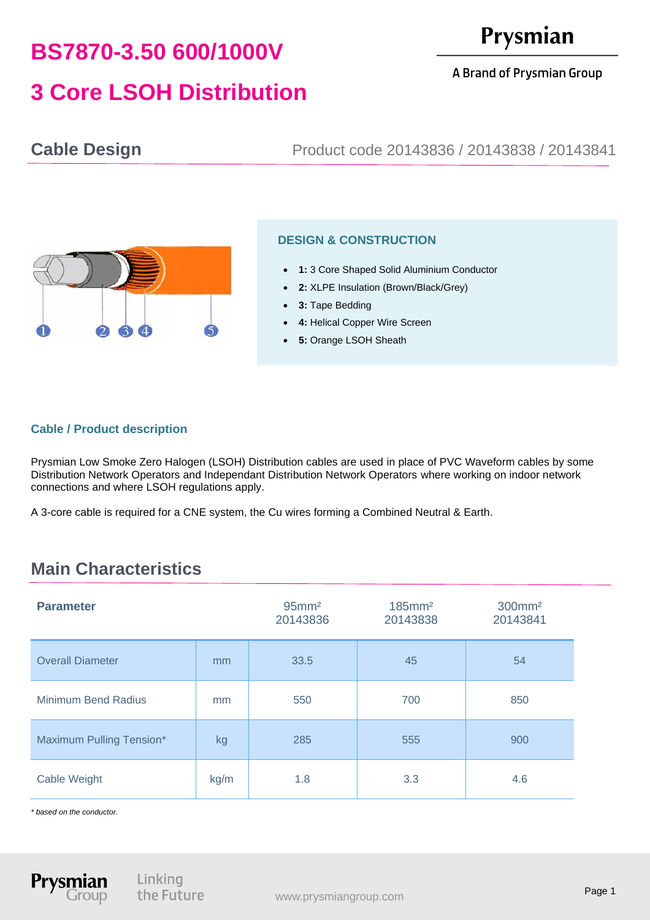# BS7870-3.50 600/1000V

# 3 Core LSOH Distribution

Prysmian

A Brand of Prysmian Group

## Cable Design

Product code 20143836 / 20143838 / 20143841

### DESIGN & CONSTRUCTION

- **1:** 3 Core Shaped Solid Aluminium Conductor
- **2:** XLPE Insulation (Brown/Black/Grey)
- **3:** Tape Bedding
- **4:** Helical Copper Wire Screen
- **5:** Orange LSOH Sheath

### Cable / Product description

Prysmian Low Smoke Zero Halogen (LSOH) Distribution cables are used in place of PVC Waveform cables by some Distribution Network Operators and Independant Distribution Network Operators where working on indoor network connections and where LSOH regulations apply.

A 3-core cable is required for a CNE system, the Cu wires forming a Combined Neutral & Earth.

## Main Characteristics

| Parameter | | 95mm² 20143836 | 185mm² 20143838 | 300mm² 20143841 |
|---|---|---|---|---|
| Overall Diameter | mm | 33.5 | 45 | 54 |
| Minimum Bend Radius | mm | 550 | 700 | 850 |
| Maximum Pulling Tension* | kg | 285 | 555 | 900 |
| Cable Weight | kg/m | 1.8 | 3.3 | 4.6 |

*\* based on the conductor.*

Prysmian Group — Linking the Future

www.prysmiangroup.com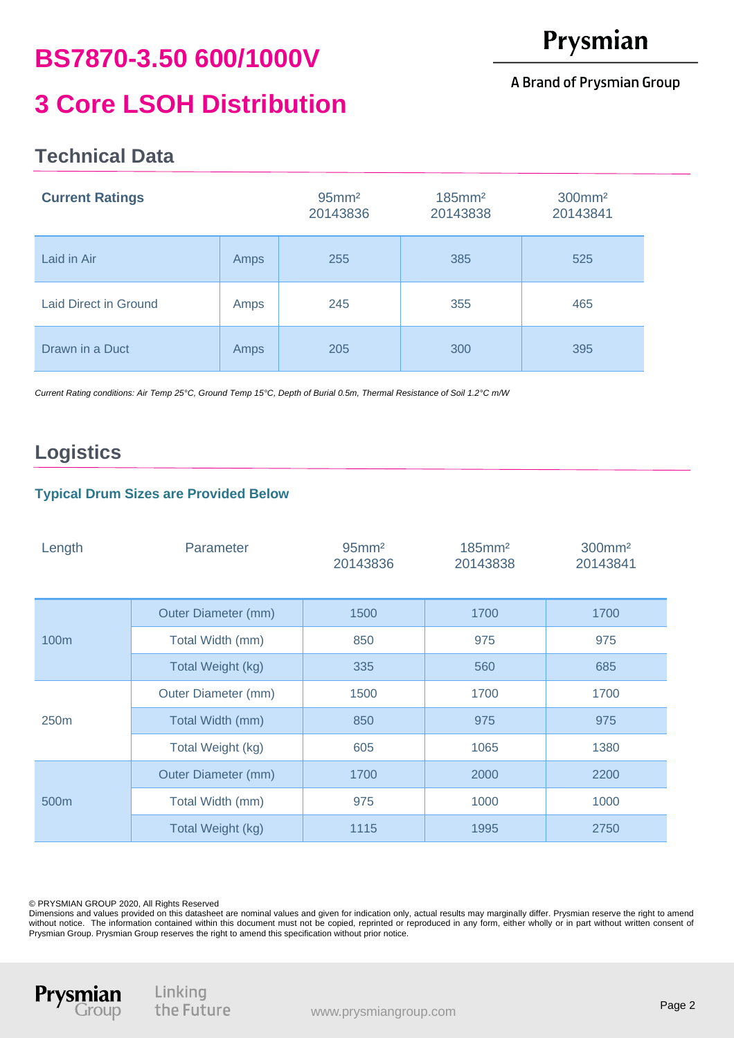# BS7870-3.50 600/1000V

# 3 Core LSOH Distribution

Prysmian

A Brand of Prysmian Group

## Technical Data

| Current Ratings | | 95mm² 20143836 | 185mm² 20143838 | 300mm² 20143841 |
|---|---|---|---|---|
| Laid in Air | Amps | 255 | 385 | 525 |
| Laid Direct in Ground | Amps | 245 | 355 | 465 |
| Drawn in a Duct | Amps | 205 | 300 | 395 |

*Current Rating conditions: Air Temp 25°C, Ground Temp 15°C, Depth of Burial 0.5m, Thermal Resistance of Soil 1.2°C m/W*

## Logistics

### Typical Drum Sizes are Provided Below

| Length | Parameter | 95mm² 20143836 | 185mm² 20143838 | 300mm² 20143841 |
|---|---|---|---|---|
| 100m | Outer Diameter (mm) | 1500 | 1700 | 1700 |
| | Total Width (mm) | 850 | 975 | 975 |
| | Total Weight (kg) | 335 | 560 | 685 |
| 250m | Outer Diameter (mm) | 1500 | 1700 | 1700 |
| | Total Width (mm) | 850 | 975 | 975 |
| | Total Weight (kg) | 605 | 1065 | 1380 |
| 500m | Outer Diameter (mm) | 1700 | 2000 | 2200 |
| | Total Width (mm) | 975 | 1000 | 1000 |
| | Total Weight (kg) | 1115 | 1995 | 2750 |

© PRYSMIAN GROUP 2020, All Rights Reserved

Dimensions and values provided on this datasheet are nominal values and given for indication only, actual results may marginally differ. Prysmian reserve the right to amend without notice. The information contained within this document must not be copied, reprinted or reproduced in any form, either wholly or in part without written consent of Prysmian Group. Prysmian Group reserves the right to amend this specification without prior notice.

Prysmian Group Linking the Future www.prysmiangroup.com